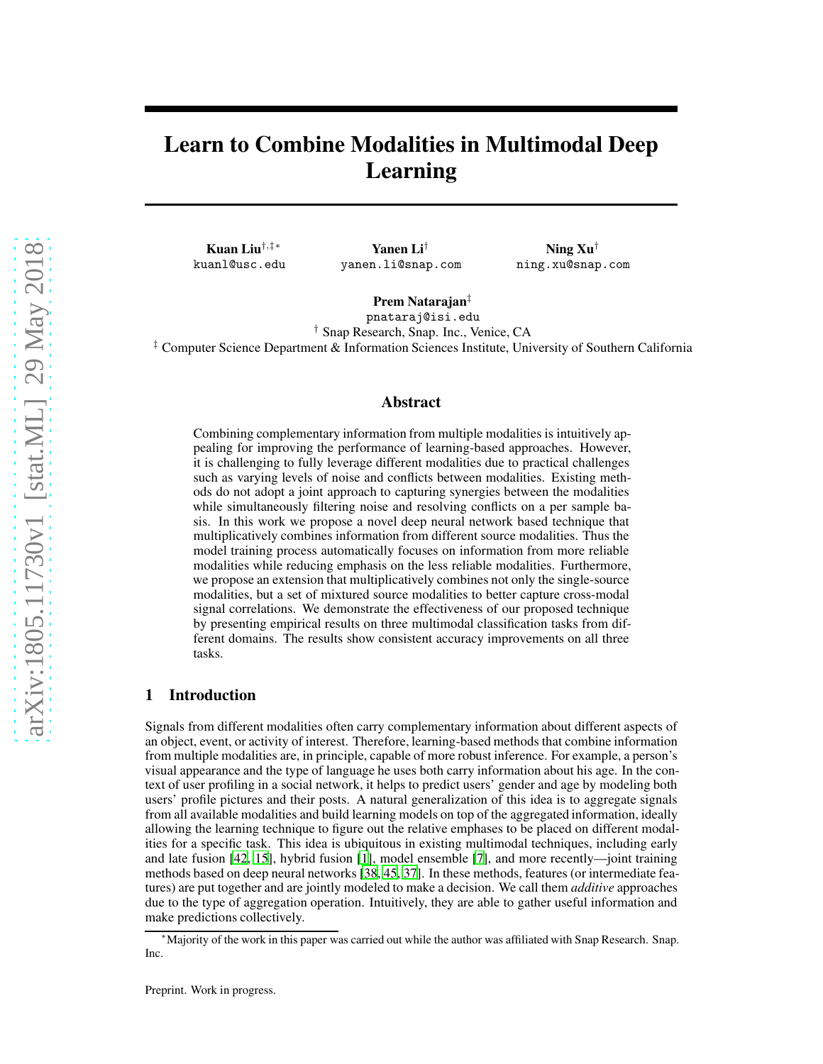# Learn to Combine Modalities in Multimodal Deep Learning

**Kuan Liu**[†,‡,*]
kuanl@usc.edu

**Yanen Li**[†]
yanen.li@snap.com

**Ning Xu**[†]
ning.xu@snap.com

**Prem Natarajan**[‡]
pnataraj@isi.edu

[†] Snap Research, Snap. Inc., Venice, CA

[‡] Computer Science Department & Information Sciences Institute, University of Southern California

## Abstract

Combining complementary information from multiple modalities is intuitively appealing for improving the performance of learning-based approaches. However, it is challenging to fully leverage different modalities due to practical challenges such as varying levels of noise and conflicts between modalities. Existing methods do not adopt a joint approach to capturing synergies between the modalities while simultaneously filtering noise and resolving conflicts on a per sample basis. In this work we propose a novel deep neural network based technique that multiplicatively combines information from different source modalities. Thus the model training process automatically focuses on information from more reliable modalities while reducing emphasis on the less reliable modalities. Furthermore, we propose an extension that multiplicatively combines not only the single-source modalities, but a set of mixtured source modalities to better capture cross-modal signal correlations. We demonstrate the effectiveness of our proposed technique by presenting empirical results on three multimodal classification tasks from different domains. The results show consistent accuracy improvements on all three tasks.

## 1 Introduction

Signals from different modalities often carry complementary information about different aspects of an object, event, or activity of interest. Therefore, learning-based methods that combine information from multiple modalities are, in principle, capable of more robust inference. For example, a person's visual appearance and the type of language he uses both carry information about his age. In the context of user profiling in a social network, it helps to predict users' gender and age by modeling both users' profile pictures and their posts. A natural generalization of this idea is to aggregate signals from all available modalities and build learning models on top of the aggregated information, ideally allowing the learning technique to figure out the relative emphases to be placed on different modalities for a specific task. This idea is ubiquitous in existing multimodal techniques, including early and late fusion [42, 15], hybrid fusion [1], model ensemble [7], and more recently—joint training methods based on deep neural networks [38, 45, 37]. In these methods, features (or intermediate features) are put together and are jointly modeled to make a decision. We call them *additive* approaches due to the type of aggregation operation. Intuitively, they are able to gather useful information and make predictions collectively.

[*] Majority of the work in this paper was carried out while the author was affiliated with Snap Research. Snap. Inc.

Preprint. Work in progress.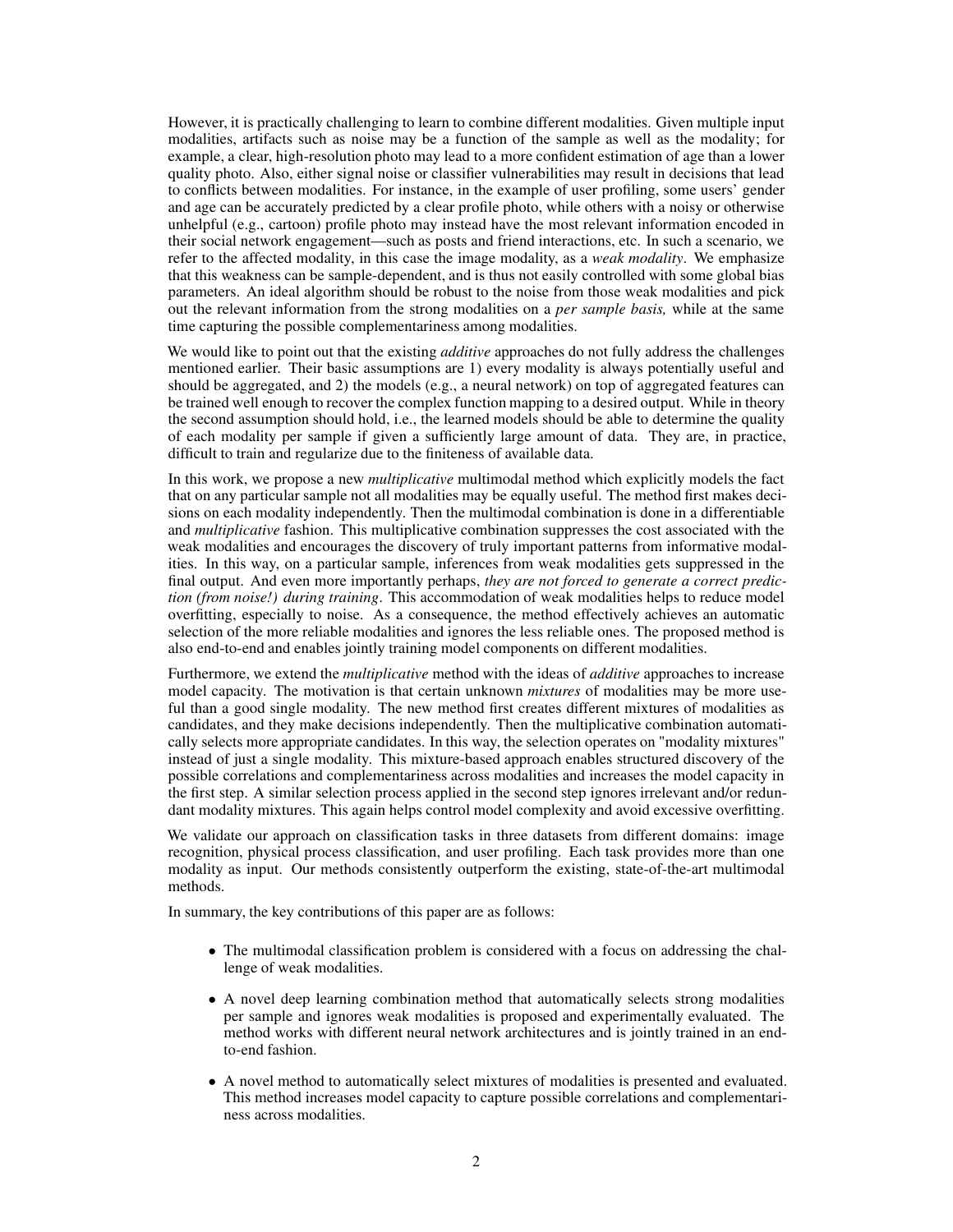However, it is practically challenging to learn to combine different modalities. Given multiple input modalities, artifacts such as noise may be a function of the sample as well as the modality; for example, a clear, high-resolution photo may lead to a more confident estimation of age than a lower quality photo. Also, either signal noise or classifier vulnerabilities may result in decisions that lead to conflicts between modalities. For instance, in the example of user profiling, some users' gender and age can be accurately predicted by a clear profile photo, while others with a noisy or otherwise unhelpful (e.g., cartoon) profile photo may instead have the most relevant information encoded in their social network engagement—such as posts and friend interactions, etc. In such a scenario, we refer to the affected modality, in this case the image modality, as a *weak modality*. We emphasize that this weakness can be sample-dependent, and is thus not easily controlled with some global bias parameters. An ideal algorithm should be robust to the noise from those weak modalities and pick out the relevant information from the strong modalities on a *per sample basis,* while at the same time capturing the possible complementariness among modalities.

We would like to point out that the existing *additive* approaches do not fully address the challenges mentioned earlier. Their basic assumptions are 1) every modality is always potentially useful and should be aggregated, and 2) the models (e.g., a neural network) on top of aggregated features can be trained well enough to recover the complex function mapping to a desired output. While in theory the second assumption should hold, i.e., the learned models should be able to determine the quality of each modality per sample if given a sufficiently large amount of data. They are, in practice, difficult to train and regularize due to the finiteness of available data.

In this work, we propose a new *multiplicative* multimodal method which explicitly models the fact that on any particular sample not all modalities may be equally useful. The method first makes decisions on each modality independently. Then the multimodal combination is done in a differentiable and *multiplicative* fashion. This multiplicative combination suppresses the cost associated with the weak modalities and encourages the discovery of truly important patterns from informative modalities. In this way, on a particular sample, inferences from weak modalities gets suppressed in the final output. And even more importantly perhaps, *they are not forced to generate a correct prediction (from noise!) during training*. This accommodation of weak modalities helps to reduce model overfitting, especially to noise. As a consequence, the method effectively achieves an automatic selection of the more reliable modalities and ignores the less reliable ones. The proposed method is also end-to-end and enables jointly training model components on different modalities.

Furthermore, we extend the *multiplicative* method with the ideas of *additive* approaches to increase model capacity. The motivation is that certain unknown *mixtures* of modalities may be more useful than a good single modality. The new method first creates different mixtures of modalities as candidates, and they make decisions independently. Then the multiplicative combination automatically selects more appropriate candidates. In this way, the selection operates on "modality mixtures" instead of just a single modality. This mixture-based approach enables structured discovery of the possible correlations and complementariness across modalities and increases the model capacity in the first step. A similar selection process applied in the second step ignores irrelevant and/or redundant modality mixtures. This again helps control model complexity and avoid excessive overfitting.

We validate our approach on classification tasks in three datasets from different domains: image recognition, physical process classification, and user profiling. Each task provides more than one modality as input. Our methods consistently outperform the existing, state-of-the-art multimodal methods.

In summary, the key contributions of this paper are as follows:

- The multimodal classification problem is considered with a focus on addressing the challenge of weak modalities.
- A novel deep learning combination method that automatically selects strong modalities per sample and ignores weak modalities is proposed and experimentally evaluated. The method works with different neural network architectures and is jointly trained in an end-to-end fashion.
- A novel method to automatically select mixtures of modalities is presented and evaluated. This method increases model capacity to capture possible correlations and complementariness across modalities.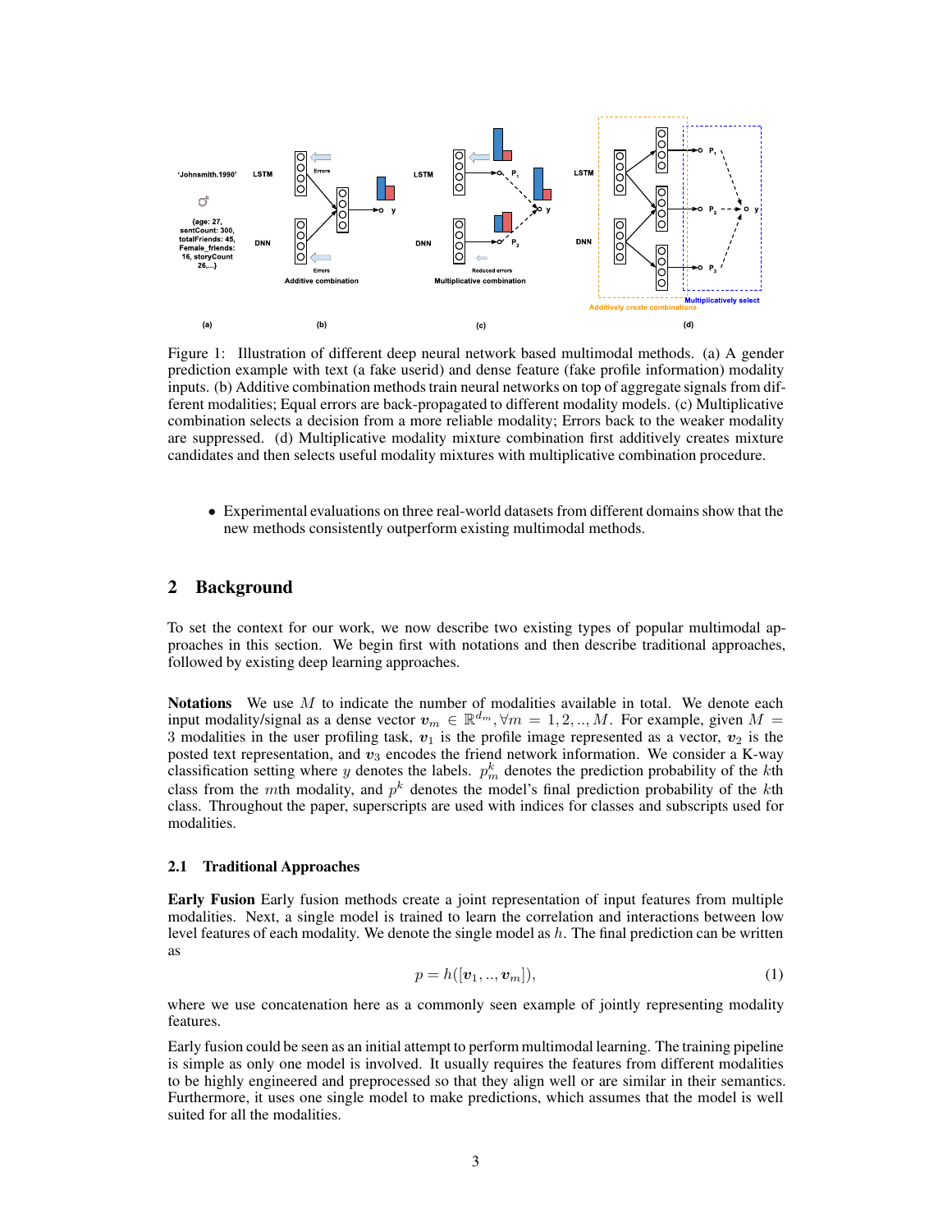Figure 1: Illustration of different deep neural network based multimodal methods. (a) A gender prediction example with text (a fake userid) and dense feature (fake profile information) modality inputs. (b) Additive combination methods train neural networks on top of aggregate signals from different modalities; Equal errors are back-propagated to different modality models. (c) Multiplicative combination selects a decision from a more reliable modality; Errors back to the weaker modality are suppressed. (d) Multiplicative modality mixture combination first additively creates mixture candidates and then selects useful modality mixtures with multiplicative combination procedure.

- Experimental evaluations on three real-world datasets from different domains show that the new methods consistently outperform existing multimodal methods.

## 2 Background

To set the context for our work, we now describe two existing types of popular multimodal approaches in this section. We begin first with notations and then describe traditional approaches, followed by existing deep learning approaches.

**Notations** We use $M$ to indicate the number of modalities available in total. We denote each input modality/signal as a dense vector $\boldsymbol{v}_m \in \mathbb{R}^{d_m}, \forall m = 1, 2, .., M$. For example, given $M = 3$ modalities in the user profiling task, $\boldsymbol{v}_1$ is the profile image represented as a vector, $\boldsymbol{v}_2$ is the posted text representation, and $\boldsymbol{v}_3$ encodes the friend network information. We consider a K-way classification setting where $y$ denotes the labels. $p_m^k$ denotes the prediction probability of the $k$th class from the $m$th modality, and $p^k$ denotes the model's final prediction probability of the $k$th class. Throughout the paper, superscripts are used with indices for classes and subscripts used for modalities.

### 2.1 Traditional Approaches

**Early Fusion** Early fusion methods create a joint representation of input features from multiple modalities. Next, a single model is trained to learn the correlation and interactions between low level features of each modality. We denote the single model as $h$. The final prediction can be written as

$$p = h([\boldsymbol{v}_1, .., \boldsymbol{v}_m]), \tag{1}$$

where we use concatenation here as a commonly seen example of jointly representing modality features.

Early fusion could be seen as an initial attempt to perform multimodal learning. The training pipeline is simple as only one model is involved. It usually requires the features from different modalities to be highly engineered and preprocessed so that they align well or are similar in their semantics. Furthermore, it uses one single model to make predictions, which assumes that the model is well suited for all the modalities.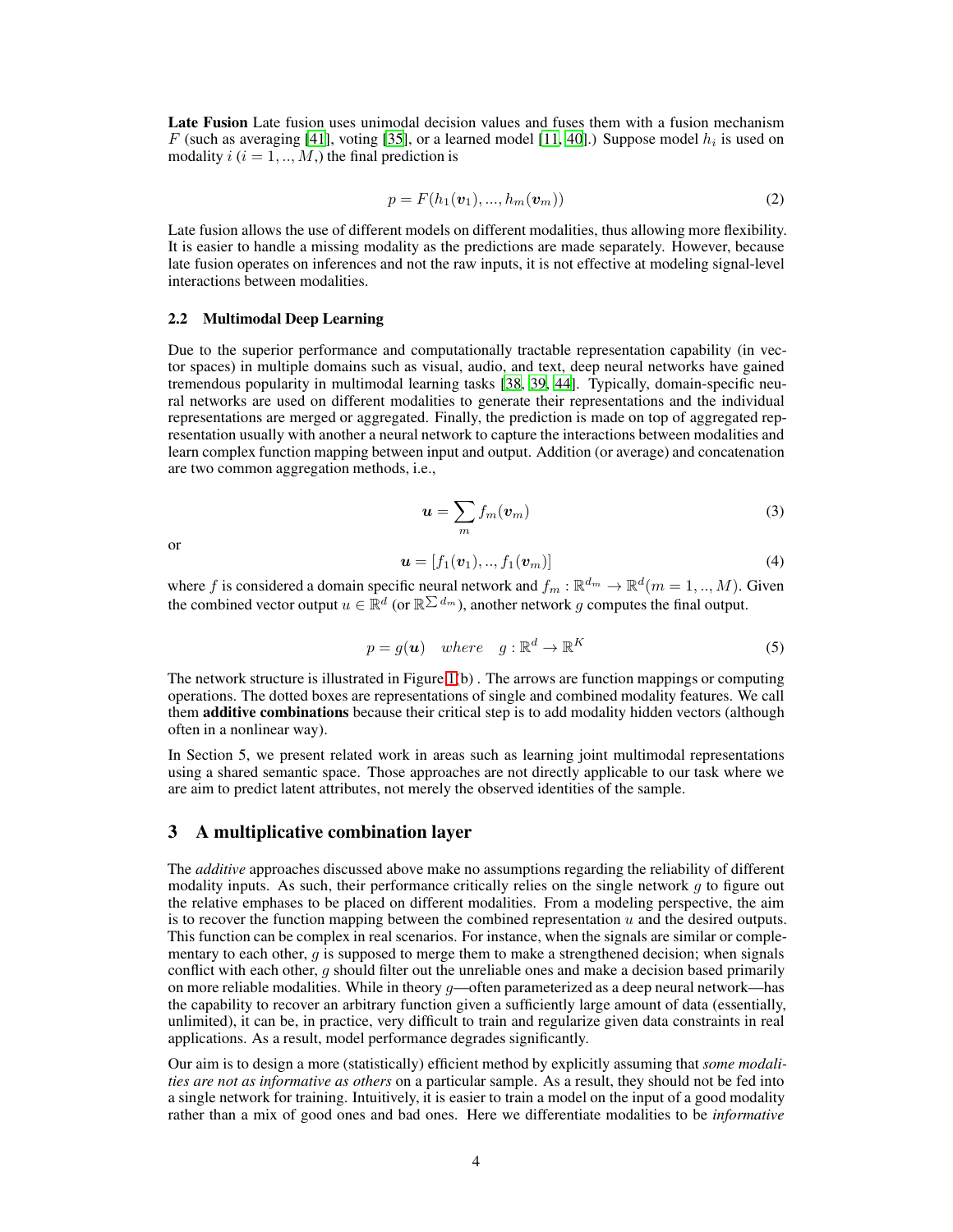**Late Fusion** Late fusion uses unimodal decision values and fuses them with a fusion mechanism $F$ (such as averaging [41], voting [35], or a learned model [11, 40].) Suppose model $h_i$ is used on modality $i$ ($i = 1, .., M$,) the final prediction is

$$p = F(h_1(\boldsymbol{v}_1), ..., h_m(\boldsymbol{v}_m)) \tag{2}$$

Late fusion allows the use of different models on different modalities, thus allowing more flexibility. It is easier to handle a missing modality as the predictions are made separately. However, because late fusion operates on inferences and not the raw inputs, it is not effective at modeling signal-level interactions between modalities.

### 2.2 Multimodal Deep Learning

Due to the superior performance and computationally tractable representation capability (in vector spaces) in multiple domains such as visual, audio, and text, deep neural networks have gained tremendous popularity in multimodal learning tasks [38, 39, 44]. Typically, domain-specific neural networks are used on different modalities to generate their representations and the individual representations are merged or aggregated. Finally, the prediction is made on top of aggregated representation usually with another a neural network to capture the interactions between modalities and learn complex function mapping between input and output. Addition (or average) and concatenation are two common aggregation methods, i.e.,

$$\boldsymbol{u} = \sum_m f_m(\boldsymbol{v}_m) \tag{3}$$

or

$$\boldsymbol{u} = [f_1(\boldsymbol{v}_1), .., f_1(\boldsymbol{v}_m)] \tag{4}$$

where $f$ is considered a domain specific neural network and $f_m : \mathbb{R}^{d_m} \rightarrow \mathbb{R}^d (m = 1, .., M)$. Given the combined vector output $u \in \mathbb{R}^d$ (or $\mathbb{R}^{\sum d_m}$), another network $g$ computes the final output.

$$p = g(\boldsymbol{u}) \quad where \quad g : \mathbb{R}^d \rightarrow \mathbb{R}^K \tag{5}$$

The network structure is illustrated in Figure 1(b) . The arrows are function mappings or computing operations. The dotted boxes are representations of single and combined modality features. We call them **additive combinations** because their critical step is to add modality hidden vectors (although often in a nonlinear way).

In Section 5, we present related work in areas such as learning joint multimodal representations using a shared semantic space. Those approaches are not directly applicable to our task where we are aim to predict latent attributes, not merely the observed identities of the sample.

## 3 A multiplicative combination layer

The *additive* approaches discussed above make no assumptions regarding the reliability of different modality inputs. As such, their performance critically relies on the single network $g$ to figure out the relative emphases to be placed on different modalities. From a modeling perspective, the aim is to recover the function mapping between the combined representation $u$ and the desired outputs. This function can be complex in real scenarios. For instance, when the signals are similar or complementary to each other, $g$ is supposed to merge them to make a strengthened decision; when signals conflict with each other, $g$ should filter out the unreliable ones and make a decision based primarily on more reliable modalities. While in theory $g$—often parameterized as a deep neural network—has the capability to recover an arbitrary function given a sufficiently large amount of data (essentially, unlimited), it can be, in practice, very difficult to train and regularize given data constraints in real applications. As a result, model performance degrades significantly.

Our aim is to design a more (statistically) efficient method by explicitly assuming that *some modalities are not as informative as others* on a particular sample. As a result, they should not be fed into a single network for training. Intuitively, it is easier to train a model on the input of a good modality rather than a mix of good ones and bad ones. Here we differentiate modalities to be *informative*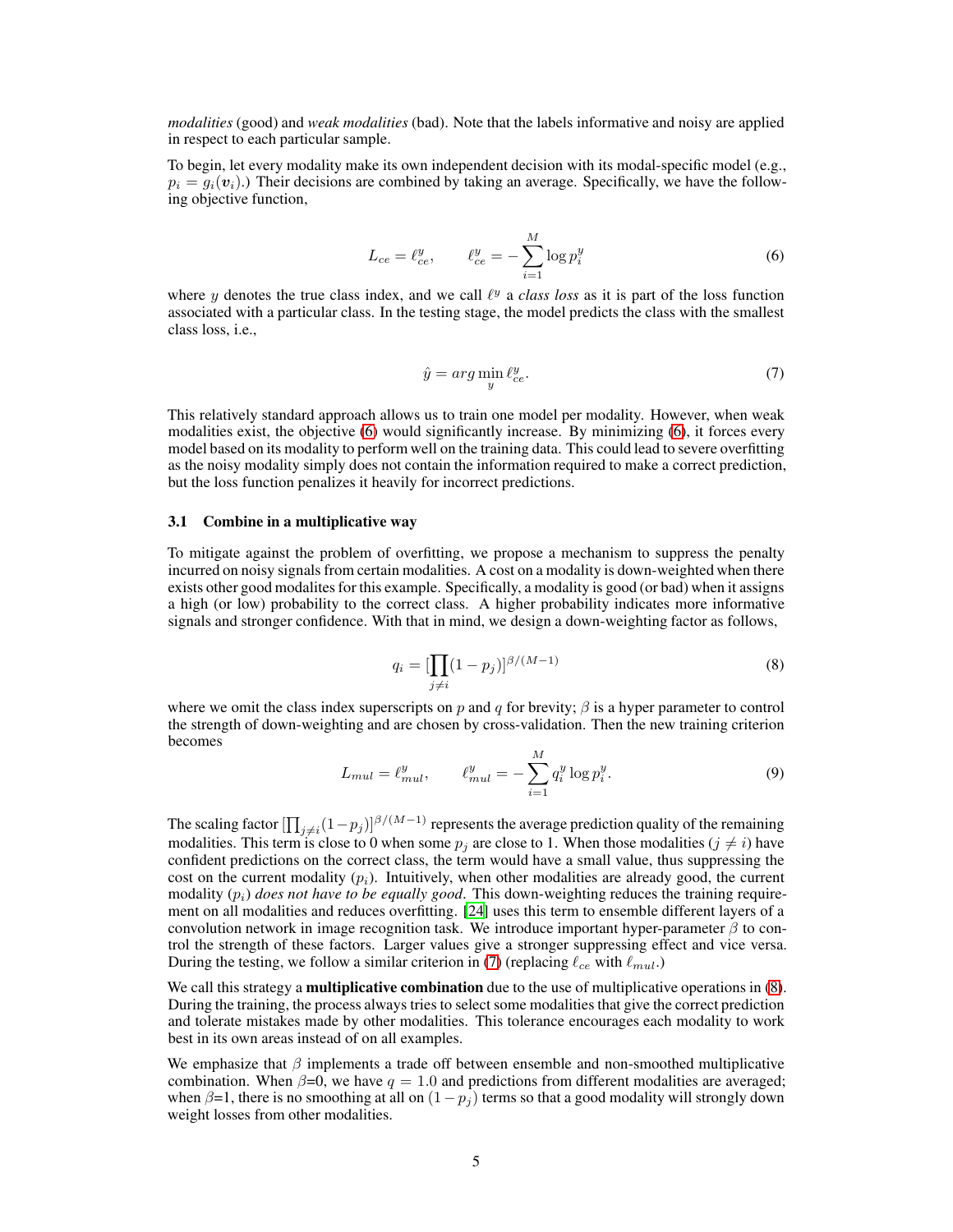*modalities* (good) and *weak modalities* (bad). Note that the labels informative and noisy are applied in respect to each particular sample.

To begin, let every modality make its own independent decision with its modal-specific model (e.g., $p_i = g_i(\boldsymbol{v}_i)$.) Their decisions are combined by taking an average. Specifically, we have the following objective function,

$$L_{ce} = \ell_{ce}^{y}, \qquad \ell_{ce}^{y} = -\sum_{i=1}^{M} \log p_i^y \tag{6}$$

where $y$ denotes the true class index, and we call $\ell^y$ a *class loss* as it is part of the loss function associated with a particular class. In the testing stage, the model predicts the class with the smallest class loss, i.e.,

$$\hat{y} = arg\min_{y} \ell_{ce}^{y}. \tag{7}$$

This relatively standard approach allows us to train one model per modality. However, when weak modalities exist, the objective (6) would significantly increase. By minimizing (6), it forces every model based on its modality to perform well on the training data. This could lead to severe overfitting as the noisy modality simply does not contain the information required to make a correct prediction, but the loss function penalizes it heavily for incorrect predictions.

### 3.1 Combine in a multiplicative way

To mitigate against the problem of overfitting, we propose a mechanism to suppress the penalty incurred on noisy signals from certain modalities. A cost on a modality is down-weighted when there exists other good modalites for this example. Specifically, a modality is good (or bad) when it assigns a high (or low) probability to the correct class. A higher probability indicates more informative signals and stronger confidence. With that in mind, we design a down-weighting factor as follows,

$$q_i = [\prod_{j \neq i} (1 - p_j)]^{\beta/(M-1)} \tag{8}$$

where we omit the class index superscripts on $p$ and $q$ for brevity; $\beta$ is a hyper parameter to control the strength of down-weighting and are chosen by cross-validation. Then the new training criterion becomes

$$L_{mul} = \ell_{mul}^{y}, \qquad \ell_{mul}^{y} = -\sum_{i=1}^{M} q_i^y \log p_i^y. \tag{9}$$

The scaling factor $[\prod_{j \neq i}(1-p_j)]^{\beta/(M-1)}$ represents the average prediction quality of the remaining modalities. This term is close to 0 when some $p_j$ are close to 1. When those modalities ($j \neq i$) have confident predictions on the correct class, the term would have a small value, thus suppressing the cost on the current modality ($p_i$). Intuitively, when other modalities are already good, the current modality ($p_i$) *does not have to be equally good*. This down-weighting reduces the training requirement on all modalities and reduces overfitting. [24] uses this term to ensemble different layers of a convolution network in image recognition task. We introduce important hyper-parameter $\beta$ to control the strength of these factors. Larger values give a stronger suppressing effect and vice versa. During the testing, we follow a similar criterion in (7) (replacing $\ell_{ce}$ with $\ell_{mul}$.)

We call this strategy a **multiplicative combination** due to the use of multiplicative operations in (8). During the training, the process always tries to select some modalities that give the correct prediction and tolerate mistakes made by other modalities. This tolerance encourages each modality to work best in its own areas instead of on all examples.

We emphasize that $\beta$ implements a trade off between ensemble and non-smoothed multiplicative combination. When $\beta$=0, we have $q = 1.0$ and predictions from different modalities are averaged; when $\beta$=1, there is no smoothing at all on $(1 - p_j)$ terms so that a good modality will strongly down weight losses from other modalities.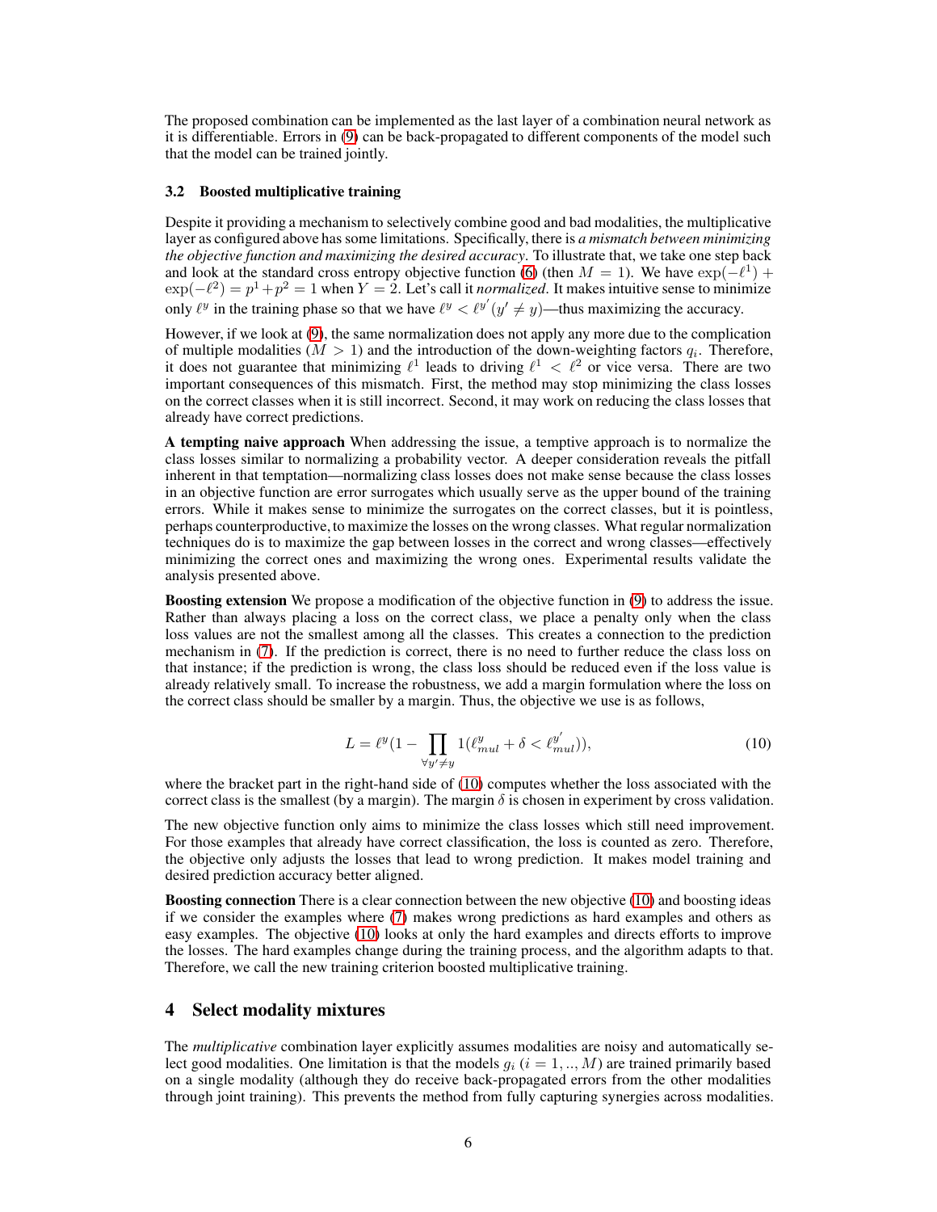The proposed combination can be implemented as the last layer of a combination neural network as it is differentiable. Errors in (9) can be back-propagated to different components of the model such that the model can be trained jointly.

### 3.2 Boosted multiplicative training

Despite it providing a mechanism to selectively combine good and bad modalities, the multiplicative layer as configured above has some limitations. Specifically, there is *a mismatch between minimizing the objective function and maximizing the desired accuracy*. To illustrate that, we take one step back and look at the standard cross entropy objective function (6) (then $M = 1$). We have $\exp(-\ell^1) + \exp(-\ell^2) = p^1 + p^2 = 1$ when $Y = 2$. Let's call it *normalized*. It makes intuitive sense to minimize only $\ell^y$ in the training phase so that we have $\ell^y < \ell^{y'} (y' \neq y)$—thus maximizing the accuracy.

However, if we look at (9), the same normalization does not apply any more due to the complication of multiple modalities ($M > 1$) and the introduction of the down-weighting factors $q_i$. Therefore, it does not guarantee that minimizing $\ell^1$ leads to driving $\ell^1 < \ell^2$ or vice versa. There are two important consequences of this mismatch. First, the method may stop minimizing the class losses on the correct classes when it is still incorrect. Second, it may work on reducing the class losses that already have correct predictions.

**A tempting naive approach** When addressing the issue, a temptive approach is to normalize the class losses similar to normalizing a probability vector. A deeper consideration reveals the pitfall inherent in that temptation—normalizing class losses does not make sense because the class losses in an objective function are error surrogates which usually serve as the upper bound of the training errors. While it makes sense to minimize the surrogates on the correct classes, but it is pointless, perhaps counterproductive, to maximize the losses on the wrong classes. What regular normalization techniques do is to maximize the gap between losses in the correct and wrong classes—effectively minimizing the correct ones and maximizing the wrong ones. Experimental results validate the analysis presented above.

**Boosting extension** We propose a modification of the objective function in (9) to address the issue. Rather than always placing a loss on the correct class, we place a penalty only when the class loss values are not the smallest among all the classes. This creates a connection to the prediction mechanism in (7). If the prediction is correct, there is no need to further reduce the class loss on that instance; if the prediction is wrong, the class loss should be reduced even if the loss value is already relatively small. To increase the robustness, we add a margin formulation where the loss on the correct class should be smaller by a margin. Thus, the objective we use is as follows,

$$L = \ell^y \Big(1 - \prod_{\forall y' \neq y} 1(\ell^y_{mul} + \delta < \ell^{y'}_{mul})\Big), \tag{10}$$

where the bracket part in the right-hand side of (10) computes whether the loss associated with the correct class is the smallest (by a margin). The margin $\delta$ is chosen in experiment by cross validation.

The new objective function only aims to minimize the class losses which still need improvement. For those examples that already have correct classification, the loss is counted as zero. Therefore, the objective only adjusts the losses that lead to wrong prediction. It makes model training and desired prediction accuracy better aligned.

**Boosting connection** There is a clear connection between the new objective (10) and boosting ideas if we consider the examples where (7) makes wrong predictions as hard examples and others as easy examples. The objective (10) looks at only the hard examples and directs efforts to improve the losses. The hard examples change during the training process, and the algorithm adapts to that. Therefore, we call the new training criterion boosted multiplicative training.

## 4 Select modality mixtures

The *multiplicative* combination layer explicitly assumes modalities are noisy and automatically select good modalities. One limitation is that the models $g_i$ ($i = 1, .., M$) are trained primarily based on a single modality (although they do receive back-propagated errors from the other modalities through joint training). This prevents the method from fully capturing synergies across modalities.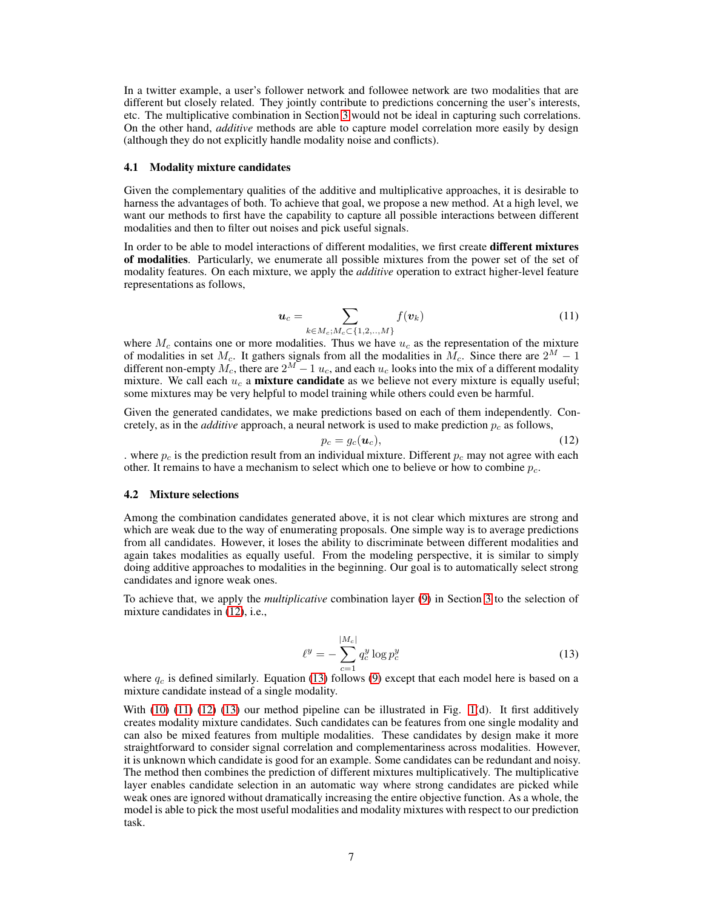In a twitter example, a user's follower network and followee network are two modalities that are different but closely related. They jointly contribute to predictions concerning the user's interests, etc. The multiplicative combination in Section 3 would not be ideal in capturing such correlations. On the other hand, *additive* methods are able to capture model correlation more easily by design (although they do not explicitly handle modality noise and conflicts).

### 4.1 Modality mixture candidates

Given the complementary qualities of the additive and multiplicative approaches, it is desirable to harness the advantages of both. To achieve that goal, we propose a new method. At a high level, we want our methods to first have the capability to capture all possible interactions between different modalities and then to filter out noises and pick useful signals.

In order to be able to model interactions of different modalities, we first create **different mixtures of modalities**. Particularly, we enumerate all possible mixtures from the power set of the set of modality features. On each mixture, we apply the *additive* operation to extract higher-level feature representations as follows,

$$\boldsymbol{u}_c = \sum_{k \in M_c; M_c \subset \{1,2,..,M\}} f(\boldsymbol{v}_k) \tag{11}$$

where $M_c$ contains one or more modalities. Thus we have $u_c$ as the representation of the mixture of modalities in set $M_c$. It gathers signals from all the modalities in $M_c$. Since there are $2^M - 1$ different non-empty $M_c$, there are $2^M - 1$ $u_c$, and each $u_c$ looks into the mix of a different modality mixture. We call each $u_c$ a **mixture candidate** as we believe not every mixture is equally useful; some mixtures may be very helpful to model training while others could even be harmful.

Given the generated candidates, we make predictions based on each of them independently. Concretely, as in the *additive* approach, a neural network is used to make prediction $p_c$ as follows,

$$p_c = g_c(\boldsymbol{u}_c), \tag{12}$$

. where $p_c$ is the prediction result from an individual mixture. Different $p_c$ may not agree with each other. It remains to have a mechanism to select which one to believe or how to combine $p_c$.

### 4.2 Mixture selections

Among the combination candidates generated above, it is not clear which mixtures are strong and which are weak due to the way of enumerating proposals. One simple way is to average predictions from all candidates. However, it loses the ability to discriminate between different modalities and again takes modalities as equally useful. From the modeling perspective, it is similar to simply doing additive approaches to modalities in the beginning. Our goal is to automatically select strong candidates and ignore weak ones.

To achieve that, we apply the *multiplicative* combination layer (9) in Section 3 to the selection of mixture candidates in (12), i.e.,

$$\ell^y = -\sum_{c=1}^{|M_c|} q_c^y \log p_c^y \tag{13}$$

where $q_c$ is defined similarly. Equation (13) follows (9) except that each model here is based on a mixture candidate instead of a single modality.

With (10) (11) (12) (13) our method pipeline can be illustrated in Fig. 1(d). It first additively creates modality mixture candidates. Such candidates can be features from one single modality and can also be mixed features from multiple modalities. These candidates by design make it more straightforward to consider signal correlation and complementariness across modalities. However, it is unknown which candidate is good for an example. Some candidates can be redundant and noisy. The method then combines the prediction of different mixtures multiplicatively. The multiplicative layer enables candidate selection in an automatic way where strong candidates are picked while weak ones are ignored without dramatically increasing the entire objective function. As a whole, the model is able to pick the most useful modalities and modality mixtures with respect to our prediction task.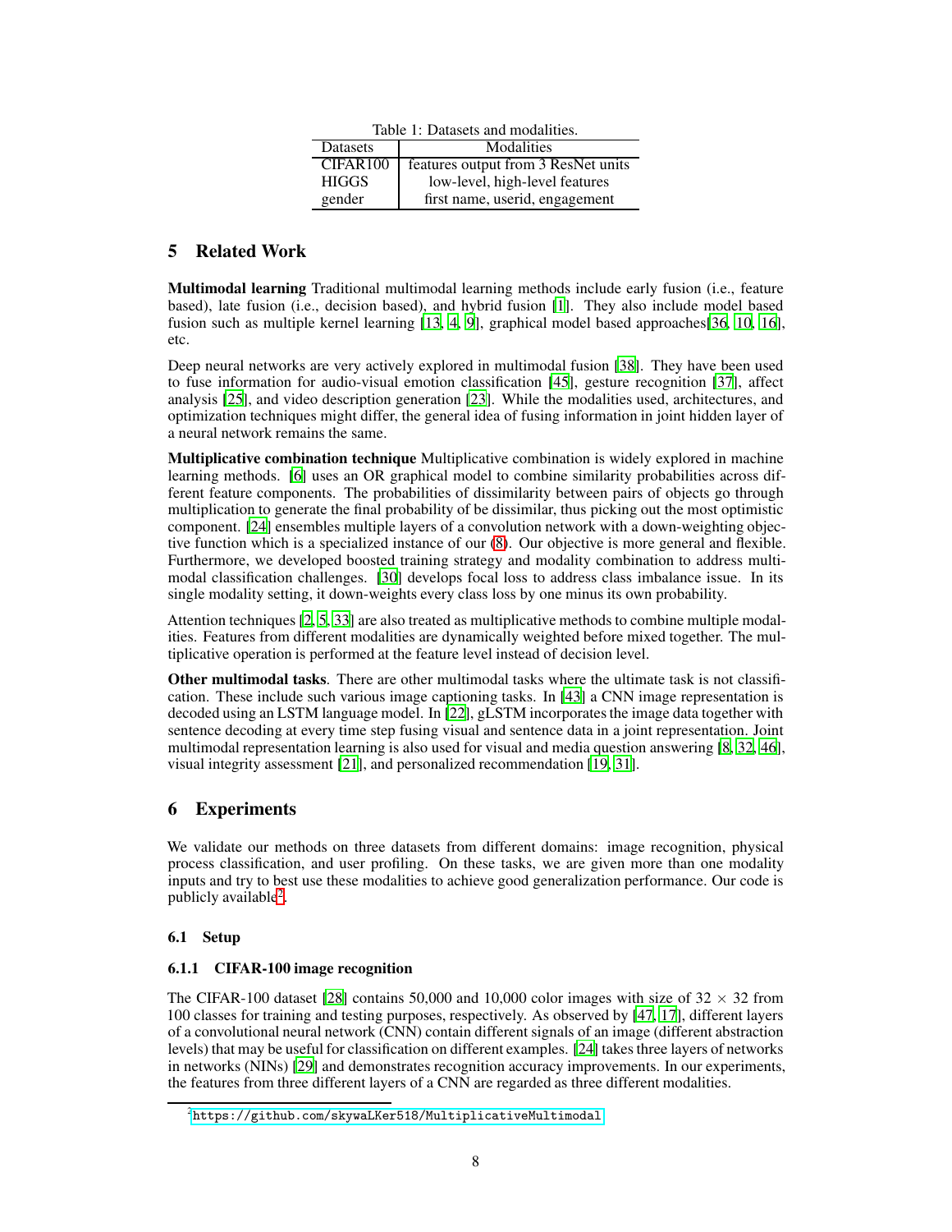Table 1: Datasets and modalities.

| Datasets | Modalities |
|---|---|
| CIFAR100 | features output from 3 ResNet units |
| HIGGS | low-level, high-level features |
| gender | first name, userid, engagement |

## 5 Related Work

**Multimodal learning** Traditional multimodal learning methods include early fusion (i.e., feature based), late fusion (i.e., decision based), and hybrid fusion [1]. They also include model based fusion such as multiple kernel learning [13, 4, 9], graphical model based approaches[36, 10, 16], etc.

Deep neural networks are very actively explored in multimodal fusion [38]. They have been used to fuse information for audio-visual emotion classification [45], gesture recognition [37], affect analysis [25], and video description generation [23]. While the modalities used, architectures, and optimization techniques might differ, the general idea of fusing information in joint hidden layer of a neural network remains the same.

**Multiplicative combination technique** Multiplicative combination is widely explored in machine learning methods. [6] uses an OR graphical model to combine similarity probabilities across different feature components. The probabilities of dissimilarity between pairs of objects go through multiplication to generate the final probability of be dissimilar, thus picking out the most optimistic component. [24] ensembles multiple layers of a convolution network with a down-weighting objective function which is a specialized instance of our (8). Our objective is more general and flexible. Furthermore, we developed boosted training strategy and modality combination to address multimodal classification challenges. [30] develops focal loss to address class imbalance issue. In its single modality setting, it down-weights every class loss by one minus its own probability.

Attention techniques [2, 5, 33] are also treated as multiplicative methods to combine multiple modalities. Features from different modalities are dynamically weighted before mixed together. The multiplicative operation is performed at the feature level instead of decision level.

**Other multimodal tasks**. There are other multimodal tasks where the ultimate task is not classification. These include such various image captioning tasks. In [43] a CNN image representation is decoded using an LSTM language model. In [22], gLSTM incorporates the image data together with sentence decoding at every time step fusing visual and sentence data in a joint representation. Joint multimodal representation learning is also used for visual and media question answering [8, 32, 46], visual integrity assessment [21], and personalized recommendation [19, 31].

## 6 Experiments

We validate our methods on three datasets from different domains: image recognition, physical process classification, and user profiling. On these tasks, we are given more than one modality inputs and try to best use these modalities to achieve good generalization performance. Our code is publicly available[2].

### 6.1 Setup

#### 6.1.1 CIFAR-100 image recognition

The CIFAR-100 dataset [28] contains 50,000 and 10,000 color images with size of $32 \times 32$ from 100 classes for training and testing purposes, respectively. As observed by [47, 17], different layers of a convolutional neural network (CNN) contain different signals of an image (different abstraction levels) that may be useful for classification on different examples. [24] takes three layers of networks in networks (NINs) [29] and demonstrates recognition accuracy improvements. In our experiments, the features from three different layers of a CNN are regarded as three different modalities.

[2] https://github.com/skywaLKer518/MultiplicativeMultimodal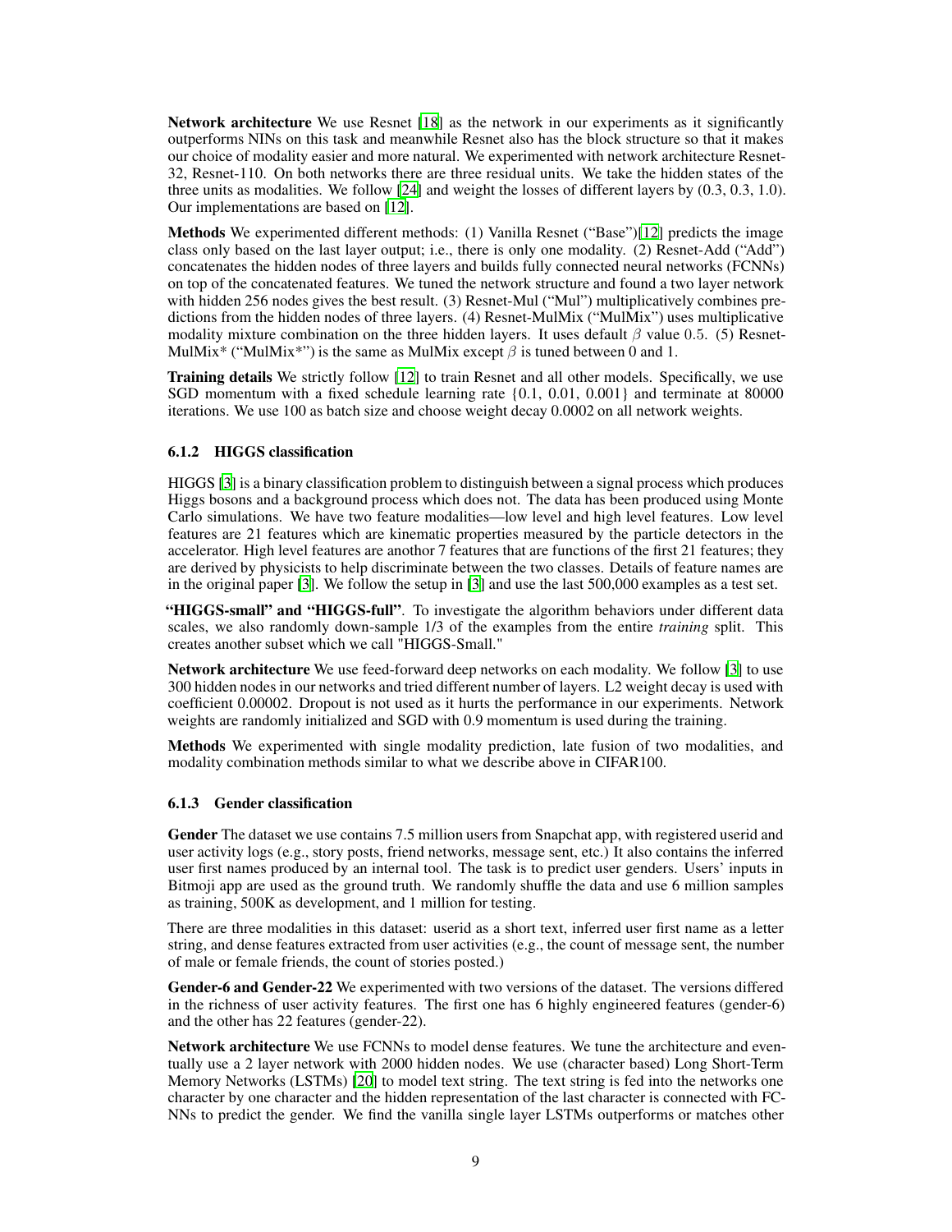**Network architecture** We use Resnet [18] as the network in our experiments as it significantly outperforms NINs on this task and meanwhile Resnet also has the block structure so that it makes our choice of modality easier and more natural. We experimented with network architecture Resnet-32, Resnet-110. On both networks there are three residual units. We take the hidden states of the three units as modalities. We follow [24] and weight the losses of different layers by (0.3, 0.3, 1.0). Our implementations are based on [12].

**Methods** We experimented different methods: (1) Vanilla Resnet ("Base")[12] predicts the image class only based on the last layer output; i.e., there is only one modality. (2) Resnet-Add ("Add") concatenates the hidden nodes of three layers and builds fully connected neural networks (FCNNs) on top of the concatenated features. We tuned the network structure and found a two layer network with hidden 256 nodes gives the best result. (3) Resnet-Mul ("Mul") multiplicatively combines predictions from the hidden nodes of three layers. (4) Resnet-MulMix ("MulMix") uses multiplicative modality mixture combination on the three hidden layers. It uses default $\beta$ value 0.5. (5) Resnet-MulMix* ("MulMix*") is the same as MulMix except $\beta$ is tuned between 0 and 1.

**Training details** We strictly follow [12] to train Resnet and all other models. Specifically, we use SGD momentum with a fixed schedule learning rate {0.1, 0.01, 0.001} and terminate at 80000 iterations. We use 100 as batch size and choose weight decay 0.0002 on all network weights.

### 6.1.2 HIGGS classification

HIGGS [3] is a binary classification problem to distinguish between a signal process which produces Higgs bosons and a background process which does not. The data has been produced using Monte Carlo simulations. We have two feature modalities—low level and high level features. Low level features are 21 features which are kinematic properties measured by the particle detectors in the accelerator. High level features are anothor 7 features that are functions of the first 21 features; they are derived by physicists to help discriminate between the two classes. Details of feature names are in the original paper [3]. We follow the setup in [3] and use the last 500,000 examples as a test set.

**"HIGGS-small" and "HIGGS-full"**. To investigate the algorithm behaviors under different data scales, we also randomly down-sample 1/3 of the examples from the entire *training* split. This creates another subset which we call "HIGGS-Small."

**Network architecture** We use feed-forward deep networks on each modality. We follow [3] to use 300 hidden nodes in our networks and tried different number of layers. L2 weight decay is used with coefficient 0.00002. Dropout is not used as it hurts the performance in our experiments. Network weights are randomly initialized and SGD with 0.9 momentum is used during the training.

**Methods** We experimented with single modality prediction, late fusion of two modalities, and modality combination methods similar to what we describe above in CIFAR100.

### 6.1.3 Gender classification

**Gender** The dataset we use contains 7.5 million users from Snapchat app, with registered userid and user activity logs (e.g., story posts, friend networks, message sent, etc.) It also contains the inferred user first names produced by an internal tool. The task is to predict user genders. Users' inputs in Bitmoji app are used as the ground truth. We randomly shuffle the data and use 6 million samples as training, 500K as development, and 1 million for testing.

There are three modalities in this dataset: userid as a short text, inferred user first name as a letter string, and dense features extracted from user activities (e.g., the count of message sent, the number of male or female friends, the count of stories posted.)

**Gender-6 and Gender-22** We experimented with two versions of the dataset. The versions differed in the richness of user activity features. The first one has 6 highly engineered features (gender-6) and the other has 22 features (gender-22).

**Network architecture** We use FCNNs to model dense features. We tune the architecture and eventually use a 2 layer network with 2000 hidden nodes. We use (character based) Long Short-Term Memory Networks (LSTMs) [20] to model text string. The text string is fed into the networks one character by one character and the hidden representation of the last character is connected with FCNNs to predict the gender. We find the vanilla single layer LSTMs outperforms or matches other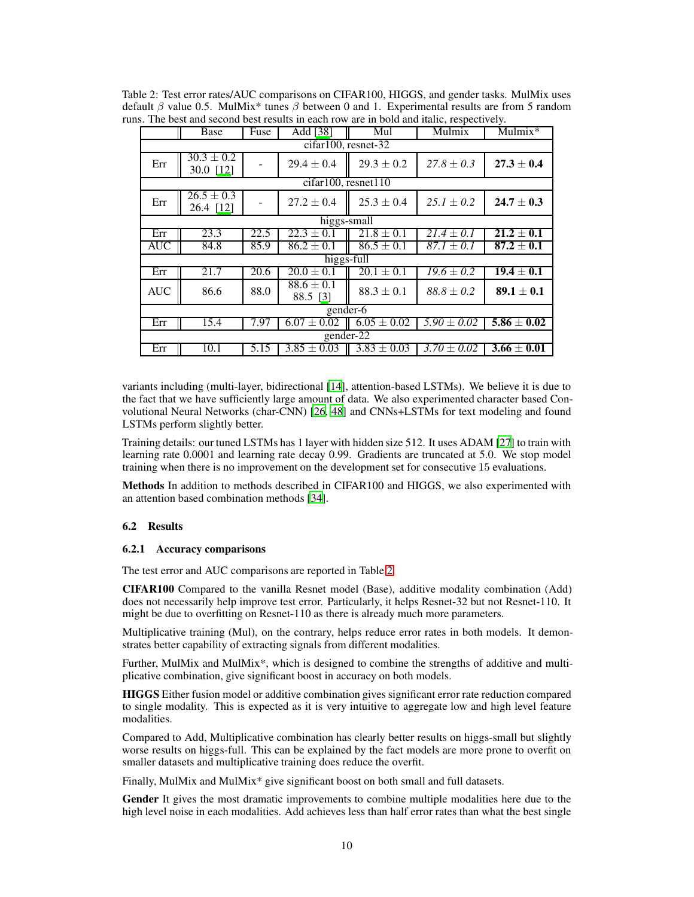Table 2: Test error rates/AUC comparisons on CIFAR100, HIGGS, and gender tasks. MulMix uses default $\beta$ value 0.5. MulMix* tunes $\beta$ between 0 and 1. Experimental results are from 5 random runs. The best and second best results in each row are in bold and italic, respectively.

| | Base | Fuse | Add [38] | Mul | Mulmix | Mulmix* |
|---|---|---|---|---|---|---|
| cifar100, resnet-32 | | | | | | |
| Err | $30.3 \pm 0.2$<br>30.0 [12] | - | $29.4 \pm 0.4$ | $29.3 \pm 0.2$ | *27.8 ± 0.3* | **27.3 ± 0.4** |
| cifar100, resnet110 | | | | | | |
| Err | $26.5 \pm 0.3$<br>26.4 [12] | - | $27.2 \pm 0.4$ | $25.3 \pm 0.4$ | *25.1 ± 0.2* | **24.7 ± 0.3** |
| higgs-small | | | | | | |
| Err | 23.3 | 22.5 | $22.3 \pm 0.1$ | $21.8 \pm 0.1$ | *21.4 ± 0.1* | **21.2 ± 0.1** |
| AUC | 84.8 | 85.9 | $86.2 \pm 0.1$ | $86.5 \pm 0.1$ | *87.1 ± 0.1* | **87.2 ± 0.1** |
| higgs-full | | | | | | |
| Err | 21.7 | 20.6 | $20.0 \pm 0.1$ | $20.1 \pm 0.1$ | *19.6 ± 0.2* | **19.4 ± 0.1** |
| AUC | 86.6 | 88.0 | $88.6 \pm 0.1$<br>88.5 [3] | $88.3 \pm 0.1$ | *88.8 ± 0.2* | **89.1 ± 0.1** |
| gender-6 | | | | | | |
| Err | 15.4 | 7.97 | $6.07 \pm 0.02$ | $6.05 \pm 0.02$ | *5.90 ± 0.02* | **5.86 ± 0.02** |
| gender-22 | | | | | | |
| Err | 10.1 | 5.15 | $3.85 \pm 0.03$ | $3.83 \pm 0.03$ | *3.70 ± 0.02* | **3.66 ± 0.01** |

variants including (multi-layer, bidirectional [14], attention-based LSTMs). We believe it is due to the fact that we have sufficiently large amount of data. We also experimented character based Convolutional Neural Networks (char-CNN) [26, 48] and CNNs+LSTMs for text modeling and found LSTMs perform slightly better.

Training details: our tuned LSTMs has 1 layer with hidden size 512. It uses ADAM [27] to train with learning rate 0.0001 and learning rate decay 0.99. Gradients are truncated at 5.0. We stop model training when there is no improvement on the development set for consecutive 15 evaluations.

**Methods** In addition to methods described in CIFAR100 and HIGGS, we also experimented with an attention based combination methods [34].

### 6.2 Results

#### 6.2.1 Accuracy comparisons

The test error and AUC comparisons are reported in Table 2.

**CIFAR100** Compared to the vanilla Resnet model (Base), additive modality combination (Add) does not necessarily help improve test error. Particularly, it helps Resnet-32 but not Resnet-110. It might be due to overfitting on Resnet-110 as there is already much more parameters.

Multiplicative training (Mul), on the contrary, helps reduce error rates in both models. It demonstrates better capability of extracting signals from different modalities.

Further, MulMix and MulMix*, which is designed to combine the strengths of additive and multiplicative combination, give significant boost in accuracy on both models.

**HIGGS** Either fusion model or additive combination gives significant error rate reduction compared to single modality. This is expected as it is very intuitive to aggregate low and high level feature modalities.

Compared to Add, Multiplicative combination has clearly better results on higgs-small but slightly worse results on higgs-full. This can be explained by the fact models are more prone to overfit on smaller datasets and multiplicative training does reduce the overfit.

Finally, MulMix and MulMix* give significant boost on both small and full datasets.

**Gender** It gives the most dramatic improvements to combine multiple modalities here due to the high level noise in each modalities. Add achieves less than half error rates than what the best single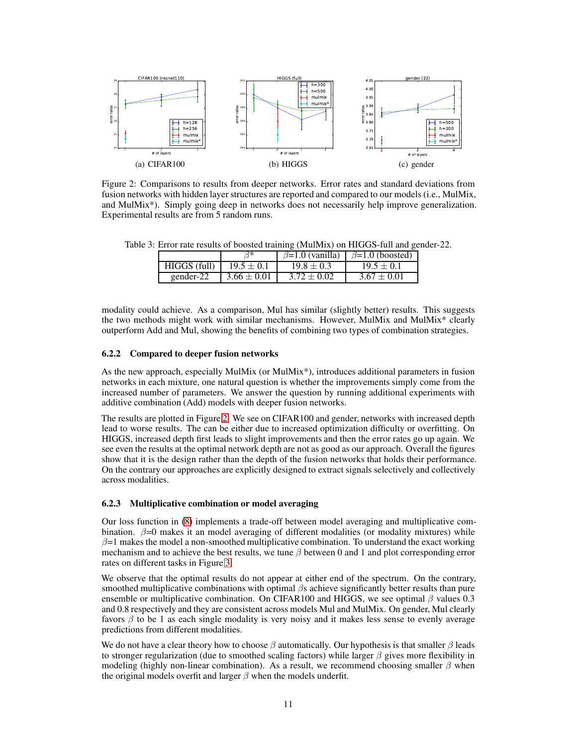(a) CIFAR100 (b) HIGGS (c) gender

Figure 2: Comparisons to results from deeper networks. Error rates and standard deviations from fusion networks with hidden layer structures are reported and compared to our models (i.e., MulMix, and MulMix*). Simply going deep in networks does not necessarily help improve generalization. Experimental results are from 5 random runs.

Table 3: Error rate results of boosted training (MulMix) on HIGGS-full and gender-22.

| | $\beta$* | $\beta$=1.0 (vanilla) | $\beta$=1.0 (boosted) |
|---|---|---|---|
| HIGGS (full) | $19.5 \pm 0.1$ | $19.8 \pm 0.3$ | $19.5 \pm 0.1$ |
| gender-22 | $3.66 \pm 0.01$ | $3.72 \pm 0.02$ | $3.67 \pm 0.01$ |

modality could achieve. As a comparison, Mul has similar (slightly better) results. This suggests the two methods might work with similar mechanisms. However, MulMix and MulMix* clearly outperform Add and Mul, showing the benefits of combining two types of combination strategies.

### 6.2.2 Compared to deeper fusion networks

As the new approach, especially MulMix (or MulMix*), introduces additional parameters in fusion networks in each mixture, one natural question is whether the improvements simply come from the increased number of parameters. We answer the question by running additional experiments with additive combination (Add) models with deeper fusion networks.

The results are plotted in Figure 2. We see on CIFAR100 and gender, networks with increased depth lead to worse results. The can be either due to increased optimization difficulty or overfitting. On HIGGS, increased depth first leads to slight improvements and then the error rates go up again. We see even the results at the optimal network depth are not as good as our approach. Overall the figures show that it is the design rather than the depth of the fusion networks that holds their performance. On the contrary our approaches are explicitly designed to extract signals selectively and collectively across modalities.

### 6.2.3 Multiplicative combination or model averaging

Our loss function in (8) implements a trade-off between model averaging and multiplicative combination. $\beta$=0 makes it an model averaging of different modalities (or modality mixtures) while $\beta$=1 makes the model a non-smoothed multiplicative combination. To understand the exact working mechanism and to achieve the best results, we tune $\beta$ between 0 and 1 and plot corresponding error rates on different tasks in Figure 3.

We observe that the optimal results do not appear at either end of the spectrum. On the contrary, smoothed multiplicative combinations with optimal $\beta$s achieve significantly better results than pure ensemble or multiplicative combination. On CIFAR100 and HIGGS, we see optimal $\beta$ values 0.3 and 0.8 respectively and they are consistent across models Mul and MulMix. On gender, Mul clearly favors $\beta$ to be 1 as each single modality is very noisy and it makes less sense to evenly average predictions from different modalities.

We do not have a clear theory how to choose $\beta$ automatically. Our hypothesis is that smaller $\beta$ leads to stronger regularization (due to smoothed scaling factors) while larger $\beta$ gives more flexibility in modeling (highly non-linear combination). As a result, we recommend choosing smaller $\beta$ when the original models overfit and larger $\beta$ when the models underfit.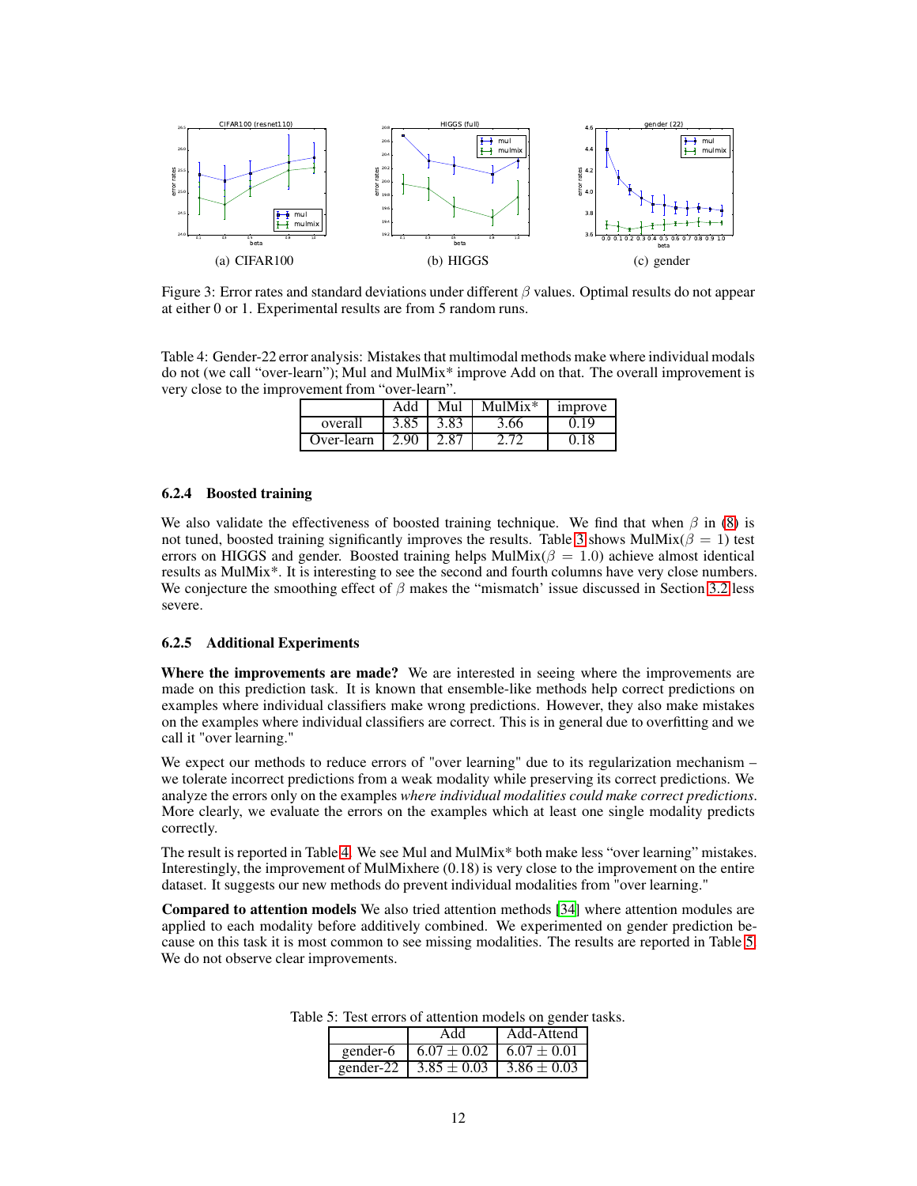Figure 3: Error rates and standard deviations under different $\beta$ values. Optimal results do not appear at either 0 or 1. Experimental results are from 5 random runs.

(a) CIFAR100 (b) HIGGS (c) gender

Table 4: Gender-22 error analysis: Mistakes that multimodal methods make where individual modals do not (we call "over-learn"); Mul and MulMix* improve Add on that. The overall improvement is very close to the improvement from "over-learn".

| | Add | Mul | MulMix* | improve |
|---|---|---|---|---|
| overall | 3.85 | 3.83 | 3.66 | 0.19 |
| Over-learn | 2.90 | 2.87 | 2.72 | 0.18 |

#### 6.2.4 Boosted training

We also validate the effectiveness of boosted training technique. We find that when $\beta$ in (8) is not tuned, boosted training significantly improves the results. Table 3 shows MulMix($\beta = 1$) test errors on HIGGS and gender. Boosted training helps MulMix($\beta = 1.0$) achieve almost identical results as MulMix*. It is interesting to see the second and fourth columns have very close numbers. We conjecture the smoothing effect of $\beta$ makes the "mismatch' issue discussed in Section 3.2 less severe.

#### 6.2.5 Additional Experiments

**Where the improvements are made?** We are interested in seeing where the improvements are made on this prediction task. It is known that ensemble-like methods help correct predictions on examples where individual classifiers make wrong predictions. However, they also make mistakes on the examples where individual classifiers are correct. This is in general due to overfitting and we call it "over learning."

We expect our methods to reduce errors of "over learning" due to its regularization mechanism – we tolerate incorrect predictions from a weak modality while preserving its correct predictions. We analyze the errors only on the examples *where individual modalities could make correct predictions*. More clearly, we evaluate the errors on the examples which at least one single modality predicts correctly.

The result is reported in Table 4. We see Mul and MulMix* both make less "over learning" mistakes. Interestingly, the improvement of MulMixhere (0.18) is very close to the improvement on the entire dataset. It suggests our new methods do prevent individual modalities from "over learning."

**Compared to attention models** We also tried attention methods [34] where attention modules are applied to each modality before additively combined. We experimented on gender prediction because on this task it is most common to see missing modalities. The results are reported in Table 5. We do not observe clear improvements.

Table 5: Test errors of attention models on gender tasks.

| | Add | Add-Attend |
|---|---|---|
| gender-6 | $6.07 \pm 0.02$ | $6.07 \pm 0.01$ |
| gender-22 | $3.85 \pm 0.03$ | $3.86 \pm 0.03$ |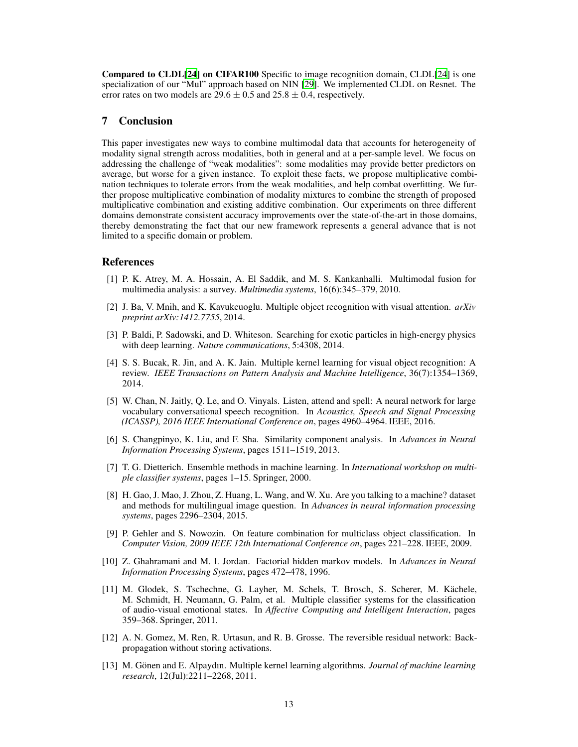**Compared to CLDL[24] on CIFAR100** Specific to image recognition domain, CLDL[24] is one specialization of our "Mul" approach based on NIN [29]. We implemented CLDL on Resnet. The error rates on two models are $29.6 \pm 0.5$ and $25.8 \pm 0.4$, respectively.

## 7 Conclusion

This paper investigates new ways to combine multimodal data that accounts for heterogeneity of modality signal strength across modalities, both in general and at a per-sample level. We focus on addressing the challenge of "weak modalities": some modalities may provide better predictors on average, but worse for a given instance. To exploit these facts, we propose multiplicative combination techniques to tolerate errors from the weak modalities, and help combat overfitting. We further propose multiplicative combination of modality mixtures to combine the strength of proposed multiplicative combination and existing additive combination. Our experiments on three different domains demonstrate consistent accuracy improvements over the state-of-the-art in those domains, thereby demonstrating the fact that our new framework represents a general advance that is not limited to a specific domain or problem.

## References

[1] P. K. Atrey, M. A. Hossain, A. El Saddik, and M. S. Kankanhalli. Multimodal fusion for multimedia analysis: a survey. *Multimedia systems*, 16(6):345–379, 2010.

[2] J. Ba, V. Mnih, and K. Kavukcuoglu. Multiple object recognition with visual attention. *arXiv preprint arXiv:1412.7755*, 2014.

[3] P. Baldi, P. Sadowski, and D. Whiteson. Searching for exotic particles in high-energy physics with deep learning. *Nature communications*, 5:4308, 2014.

[4] S. S. Bucak, R. Jin, and A. K. Jain. Multiple kernel learning for visual object recognition: A review. *IEEE Transactions on Pattern Analysis and Machine Intelligence*, 36(7):1354–1369, 2014.

[5] W. Chan, N. Jaitly, Q. Le, and O. Vinyals. Listen, attend and spell: A neural network for large vocabulary conversational speech recognition. In *Acoustics, Speech and Signal Processing (ICASSP), 2016 IEEE International Conference on*, pages 4960–4964. IEEE, 2016.

[6] S. Changpinyo, K. Liu, and F. Sha. Similarity component analysis. In *Advances in Neural Information Processing Systems*, pages 1511–1519, 2013.

[7] T. G. Dietterich. Ensemble methods in machine learning. In *International workshop on multiple classifier systems*, pages 1–15. Springer, 2000.

[8] H. Gao, J. Mao, J. Zhou, Z. Huang, L. Wang, and W. Xu. Are you talking to a machine? dataset and methods for multilingual image question. In *Advances in neural information processing systems*, pages 2296–2304, 2015.

[9] P. Gehler and S. Nowozin. On feature combination for multiclass object classification. In *Computer Vision, 2009 IEEE 12th International Conference on*, pages 221–228. IEEE, 2009.

[10] Z. Ghahramani and M. I. Jordan. Factorial hidden markov models. In *Advances in Neural Information Processing Systems*, pages 472–478, 1996.

[11] M. Glodek, S. Tschechne, G. Layher, M. Schels, T. Brosch, S. Scherer, M. Kächele, M. Schmidt, H. Neumann, G. Palm, et al. Multiple classifier systems for the classification of audio-visual emotional states. In *Affective Computing and Intelligent Interaction*, pages 359–368. Springer, 2011.

[12] A. N. Gomez, M. Ren, R. Urtasun, and R. B. Grosse. The reversible residual network: Backpropagation without storing activations.

[13] M. Gönen and E. Alpaydın. Multiple kernel learning algorithms. *Journal of machine learning research*, 12(Jul):2211–2268, 2011.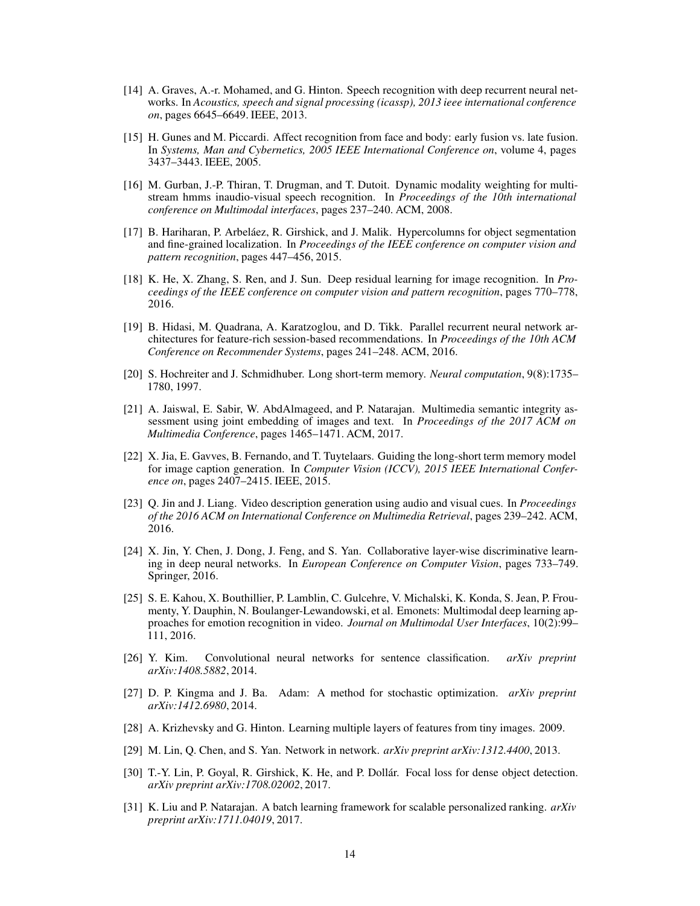[14] A. Graves, A.-r. Mohamed, and G. Hinton. Speech recognition with deep recurrent neural networks. In *Acoustics, speech and signal processing (icassp), 2013 ieee international conference on*, pages 6645–6649. IEEE, 2013.

[15] H. Gunes and M. Piccardi. Affect recognition from face and body: early fusion vs. late fusion. In *Systems, Man and Cybernetics, 2005 IEEE International Conference on*, volume 4, pages 3437–3443. IEEE, 2005.

[16] M. Gurban, J.-P. Thiran, T. Drugman, and T. Dutoit. Dynamic modality weighting for multi-stream hmms inaudio-visual speech recognition. In *Proceedings of the 10th international conference on Multimodal interfaces*, pages 237–240. ACM, 2008.

[17] B. Hariharan, P. Arbeláez, R. Girshick, and J. Malik. Hypercolumns for object segmentation and fine-grained localization. In *Proceedings of the IEEE conference on computer vision and pattern recognition*, pages 447–456, 2015.

[18] K. He, X. Zhang, S. Ren, and J. Sun. Deep residual learning for image recognition. In *Proceedings of the IEEE conference on computer vision and pattern recognition*, pages 770–778, 2016.

[19] B. Hidasi, M. Quadrana, A. Karatzoglou, and D. Tikk. Parallel recurrent neural network architectures for feature-rich session-based recommendations. In *Proceedings of the 10th ACM Conference on Recommender Systems*, pages 241–248. ACM, 2016.

[20] S. Hochreiter and J. Schmidhuber. Long short-term memory. *Neural computation*, 9(8):1735–1780, 1997.

[21] A. Jaiswal, E. Sabir, W. AbdAlmageed, and P. Natarajan. Multimedia semantic integrity assessment using joint embedding of images and text. In *Proceedings of the 2017 ACM on Multimedia Conference*, pages 1465–1471. ACM, 2017.

[22] X. Jia, E. Gavves, B. Fernando, and T. Tuytelaars. Guiding the long-short term memory model for image caption generation. In *Computer Vision (ICCV), 2015 IEEE International Conference on*, pages 2407–2415. IEEE, 2015.

[23] Q. Jin and J. Liang. Video description generation using audio and visual cues. In *Proceedings of the 2016 ACM on International Conference on Multimedia Retrieval*, pages 239–242. ACM, 2016.

[24] X. Jin, Y. Chen, J. Dong, J. Feng, and S. Yan. Collaborative layer-wise discriminative learning in deep neural networks. In *European Conference on Computer Vision*, pages 733–749. Springer, 2016.

[25] S. E. Kahou, X. Bouthillier, P. Lamblin, C. Gulcehre, V. Michalski, K. Konda, S. Jean, P. Froumenty, Y. Dauphin, N. Boulanger-Lewandowski, et al. Emonets: Multimodal deep learning approaches for emotion recognition in video. *Journal on Multimodal User Interfaces*, 10(2):99–111, 2016.

[26] Y. Kim. Convolutional neural networks for sentence classification. *arXiv preprint arXiv:1408.5882*, 2014.

[27] D. P. Kingma and J. Ba. Adam: A method for stochastic optimization. *arXiv preprint arXiv:1412.6980*, 2014.

[28] A. Krizhevsky and G. Hinton. Learning multiple layers of features from tiny images. 2009.

[29] M. Lin, Q. Chen, and S. Yan. Network in network. *arXiv preprint arXiv:1312.4400*, 2013.

[30] T.-Y. Lin, P. Goyal, R. Girshick, K. He, and P. Dollár. Focal loss for dense object detection. *arXiv preprint arXiv:1708.02002*, 2017.

[31] K. Liu and P. Natarajan. A batch learning framework for scalable personalized ranking. *arXiv preprint arXiv:1711.04019*, 2017.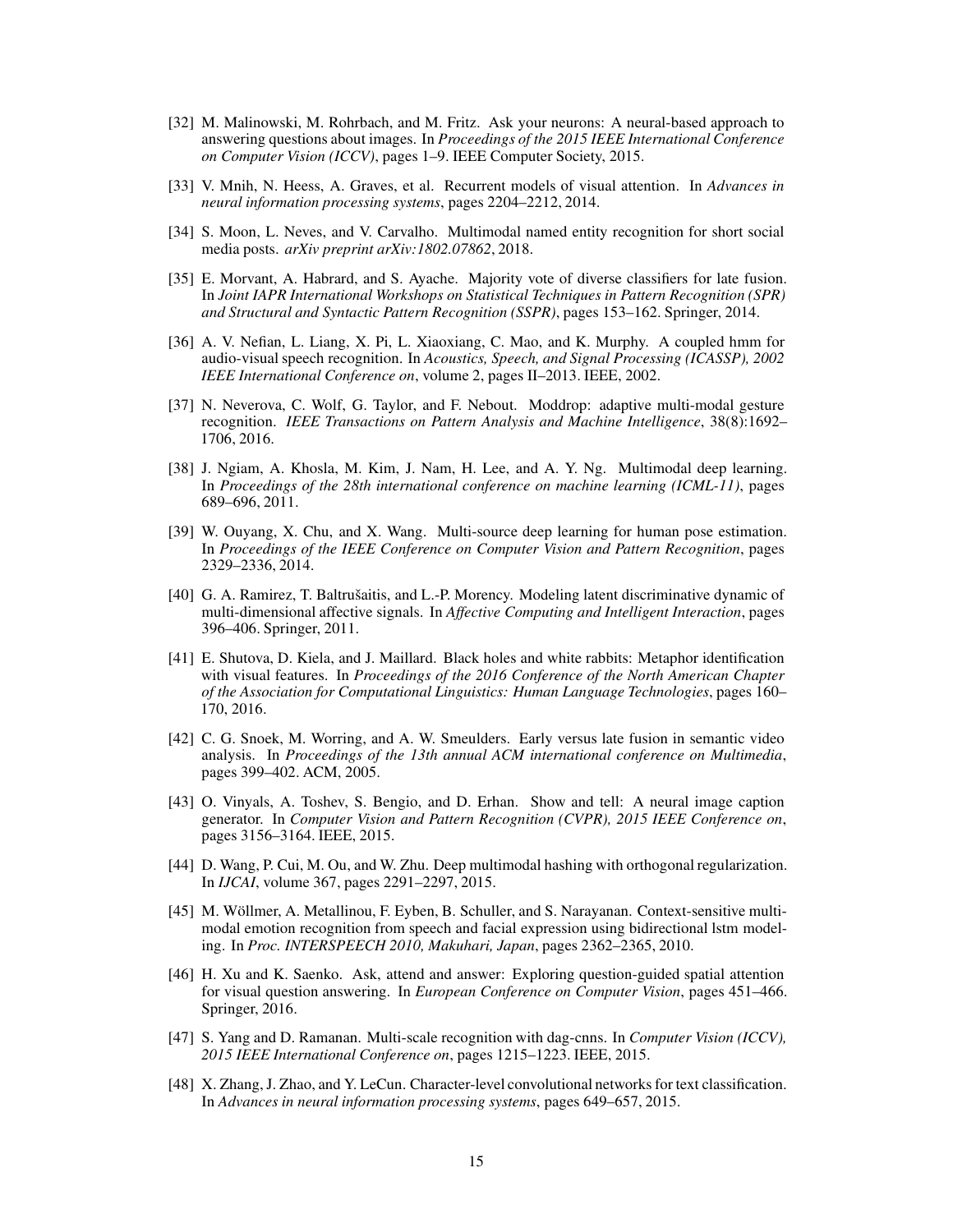[32] M. Malinowski, M. Rohrbach, and M. Fritz. Ask your neurons: A neural-based approach to answering questions about images. In *Proceedings of the 2015 IEEE International Conference on Computer Vision (ICCV)*, pages 1–9. IEEE Computer Society, 2015.

[33] V. Mnih, N. Heess, A. Graves, et al. Recurrent models of visual attention. In *Advances in neural information processing systems*, pages 2204–2212, 2014.

[34] S. Moon, L. Neves, and V. Carvalho. Multimodal named entity recognition for short social media posts. *arXiv preprint arXiv:1802.07862*, 2018.

[35] E. Morvant, A. Habrard, and S. Ayache. Majority vote of diverse classifiers for late fusion. In *Joint IAPR International Workshops on Statistical Techniques in Pattern Recognition (SPR) and Structural and Syntactic Pattern Recognition (SSPR)*, pages 153–162. Springer, 2014.

[36] A. V. Nefian, L. Liang, X. Pi, L. Xiaoxiang, C. Mao, and K. Murphy. A coupled hmm for audio-visual speech recognition. In *Acoustics, Speech, and Signal Processing (ICASSP), 2002 IEEE International Conference on*, volume 2, pages II–2013. IEEE, 2002.

[37] N. Neverova, C. Wolf, G. Taylor, and F. Nebout. Moddrop: adaptive multi-modal gesture recognition. *IEEE Transactions on Pattern Analysis and Machine Intelligence*, 38(8):1692–1706, 2016.

[38] J. Ngiam, A. Khosla, M. Kim, J. Nam, H. Lee, and A. Y. Ng. Multimodal deep learning. In *Proceedings of the 28th international conference on machine learning (ICML-11)*, pages 689–696, 2011.

[39] W. Ouyang, X. Chu, and X. Wang. Multi-source deep learning for human pose estimation. In *Proceedings of the IEEE Conference on Computer Vision and Pattern Recognition*, pages 2329–2336, 2014.

[40] G. A. Ramirez, T. Baltrušaitis, and L.-P. Morency. Modeling latent discriminative dynamic of multi-dimensional affective signals. In *Affective Computing and Intelligent Interaction*, pages 396–406. Springer, 2011.

[41] E. Shutova, D. Kiela, and J. Maillard. Black holes and white rabbits: Metaphor identification with visual features. In *Proceedings of the 2016 Conference of the North American Chapter of the Association for Computational Linguistics: Human Language Technologies*, pages 160–170, 2016.

[42] C. G. Snoek, M. Worring, and A. W. Smeulders. Early versus late fusion in semantic video analysis. In *Proceedings of the 13th annual ACM international conference on Multimedia*, pages 399–402. ACM, 2005.

[43] O. Vinyals, A. Toshev, S. Bengio, and D. Erhan. Show and tell: A neural image caption generator. In *Computer Vision and Pattern Recognition (CVPR), 2015 IEEE Conference on*, pages 3156–3164. IEEE, 2015.

[44] D. Wang, P. Cui, M. Ou, and W. Zhu. Deep multimodal hashing with orthogonal regularization. In *IJCAI*, volume 367, pages 2291–2297, 2015.

[45] M. Wöllmer, A. Metallinou, F. Eyben, B. Schuller, and S. Narayanan. Context-sensitive multimodal emotion recognition from speech and facial expression using bidirectional lstm modeling. In *Proc. INTERSPEECH 2010, Makuhari, Japan*, pages 2362–2365, 2010.

[46] H. Xu and K. Saenko. Ask, attend and answer: Exploring question-guided spatial attention for visual question answering. In *European Conference on Computer Vision*, pages 451–466. Springer, 2016.

[47] S. Yang and D. Ramanan. Multi-scale recognition with dag-cnns. In *Computer Vision (ICCV), 2015 IEEE International Conference on*, pages 1215–1223. IEEE, 2015.

[48] X. Zhang, J. Zhao, and Y. LeCun. Character-level convolutional networks for text classification. In *Advances in neural information processing systems*, pages 649–657, 2015.